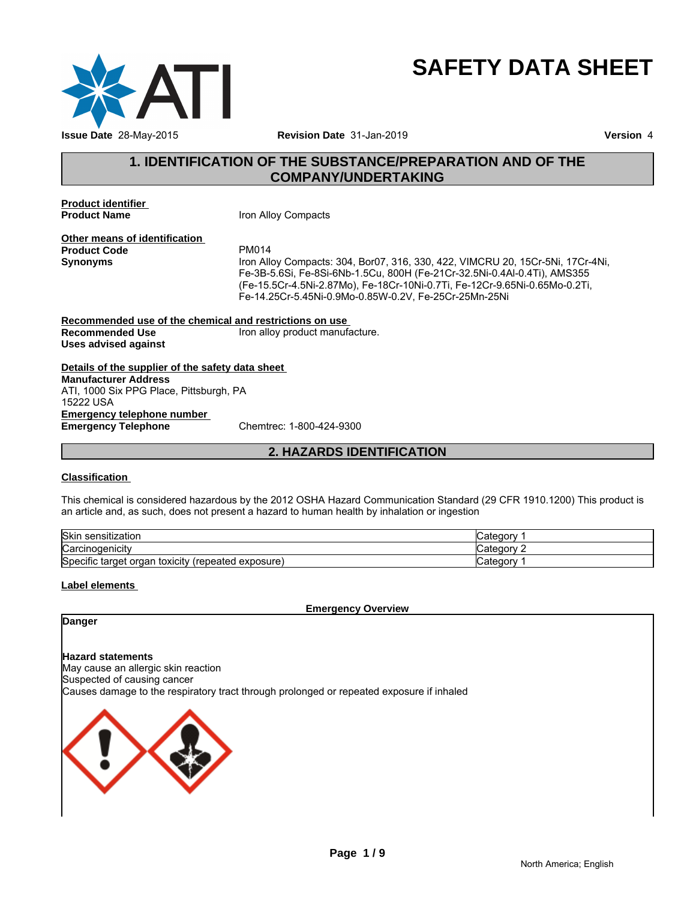# SAFETY DATA SHEET

**Issue Date** 28-May-2015 **Revision Date** 31-Jan-2019 **Version** 4

## 1. IDENTIFICATION OF THE SUBSTANCE/PREPARATION AND OF THE COMPANY/UNDERTAKING

**Product identifier**

**Product Name** Iron Alloy Compacts

**Other means of identification**

**Product Code** PM014

**Synonyms** Iron Alloy Compacts: 304, Bor07, 316, 330, 422, VIMCRU 20, 15Cr-5Ni, 17Cr-4Ni, Fe-3B-5.6Si, Fe-8Si-6Nb-1.5Cu, 800H (Fe-21Cr-32.5Ni-0.4Al-0.4Ti), AMS355 (Fe-15.5Cr-4.5Ni-2.87Mo), Fe-18Cr-10Ni-0.7Ti, Fe-12Cr-9.65Ni-0.65Mo-0.2Ti, Fe-14.25Cr-5.45Ni-0.9Mo-0.85W-0.2V, Fe-25Cr-25Mn-25Ni

**Recommended use of the chemical and restrictions on use**

**Recommended Use** Iron alloy product manufacture.

**Uses advised against**

**Details of the supplier of the safety data sheet**

**Manufacturer Address**
ATI, 1000 Six PPG Place, Pittsburgh, PA
15222 USA

**Emergency telephone number**

**Emergency Telephone** Chemtrec: 1-800-424-9300

## 2. HAZARDS IDENTIFICATION

**Classification**

This chemical is considered hazardous by the 2012 OSHA Hazard Communication Standard (29 CFR 1910.1200) This product is an article and, as such, does not present a hazard to human health by inhalation or ingestion

| | |
|---|---|
| Skin sensitization | Category 1 |
| Carcinogenicity | Category 2 |
| Specific target organ toxicity (repeated exposure) | Category 1 |

**Label elements**

**Emergency Overview**

**Danger**

**Hazard statements**
May cause an allergic skin reaction
Suspected of causing cancer
Causes damage to the respiratory tract through prolonged or repeated exposure if inhaled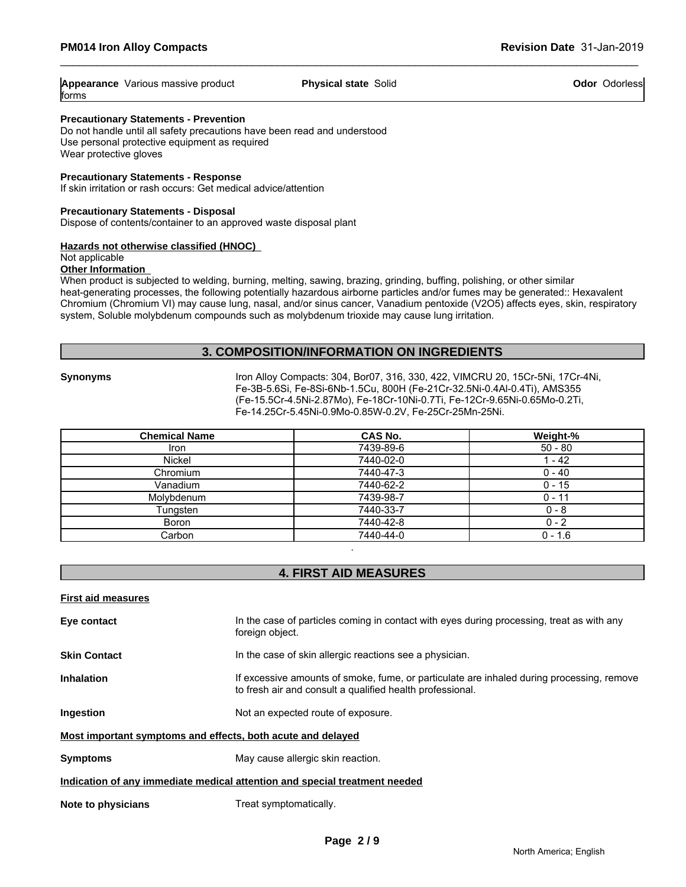**Appearance** Various massive product forms

**Physical state** Solid

**Odor** Odorless

**Precautionary Statements - Prevention**
Do not handle until all safety precautions have been read and understood
Use personal protective equipment as required
Wear protective gloves

**Precautionary Statements - Response**
If skin irritation or rash occurs: Get medical advice/attention

**Precautionary Statements - Disposal**
Dispose of contents/container to an approved waste disposal plant

**Hazards not otherwise classified (HNOC)**
Not applicable

**Other Information**
When product is subjected to welding, burning, melting, sawing, brazing, grinding, buffing, polishing, or other similar heat-generating processes, the following potentially hazardous airborne particles and/or fumes may be generated:: Hexavalent Chromium (Chromium VI) may cause lung, nasal, and/or sinus cancer, Vanadium pentoxide ($V_2O_5$) affects eyes, skin, respiratory system, Soluble molybdenum compounds such as molybdenum trioxide may cause lung irritation.

## 3. COMPOSITION/INFORMATION ON INGREDIENTS

**Synonyms**

Iron Alloy Compacts: 304, Bor07, 316, 330, 422, VIMCRU 20, 15Cr-5Ni, 17Cr-4Ni, Fe-3B-5.6Si, Fe-8Si-6Nb-1.5Cu, 800H (Fe-21Cr-32.5Ni-0.4Al-0.4Ti), AMS355 (Fe-15.5Cr-4.5Ni-2.87Mo), Fe-18Cr-10Ni-0.7Ti, Fe-12Cr-9.65Ni-0.65Mo-0.2Ti, Fe-14.25Cr-5.45Ni-0.9Mo-0.85W-0.2V, Fe-25Cr-25Mn-25Ni.

| Chemical Name | CAS No. | Weight-% |
|---|---|---|
| Iron | 7439-89-6 | 50 - 80 |
| Nickel | 7440-02-0 | 1 - 42 |
| Chromium | 7440-47-3 | 0 - 40 |
| Vanadium | 7440-62-2 | 0 - 15 |
| Molybdenum | 7439-98-7 | 0 - 11 |
| Tungsten | 7440-33-7 | 0 - 8 |
| Boron | 7440-42-8 | 0 - 2 |
| Carbon | 7440-44-0 | 0 - 1.6 |

.

## 4. FIRST AID MEASURES

**First aid measures**

**Eye contact**
In the case of particles coming in contact with eyes during processing, treat as with any foreign object.

**Skin Contact**
In the case of skin allergic reactions see a physician.

**Inhalation**
If excessive amounts of smoke, fume, or particulate are inhaled during processing, remove to fresh air and consult a qualified health professional.

**Ingestion**
Not an expected route of exposure.

**Most important symptoms and effects, both acute and delayed**

**Symptoms**
May cause allergic skin reaction.

**Indication of any immediate medical attention and special treatment needed**

**Note to physicians**
Treat symptomatically.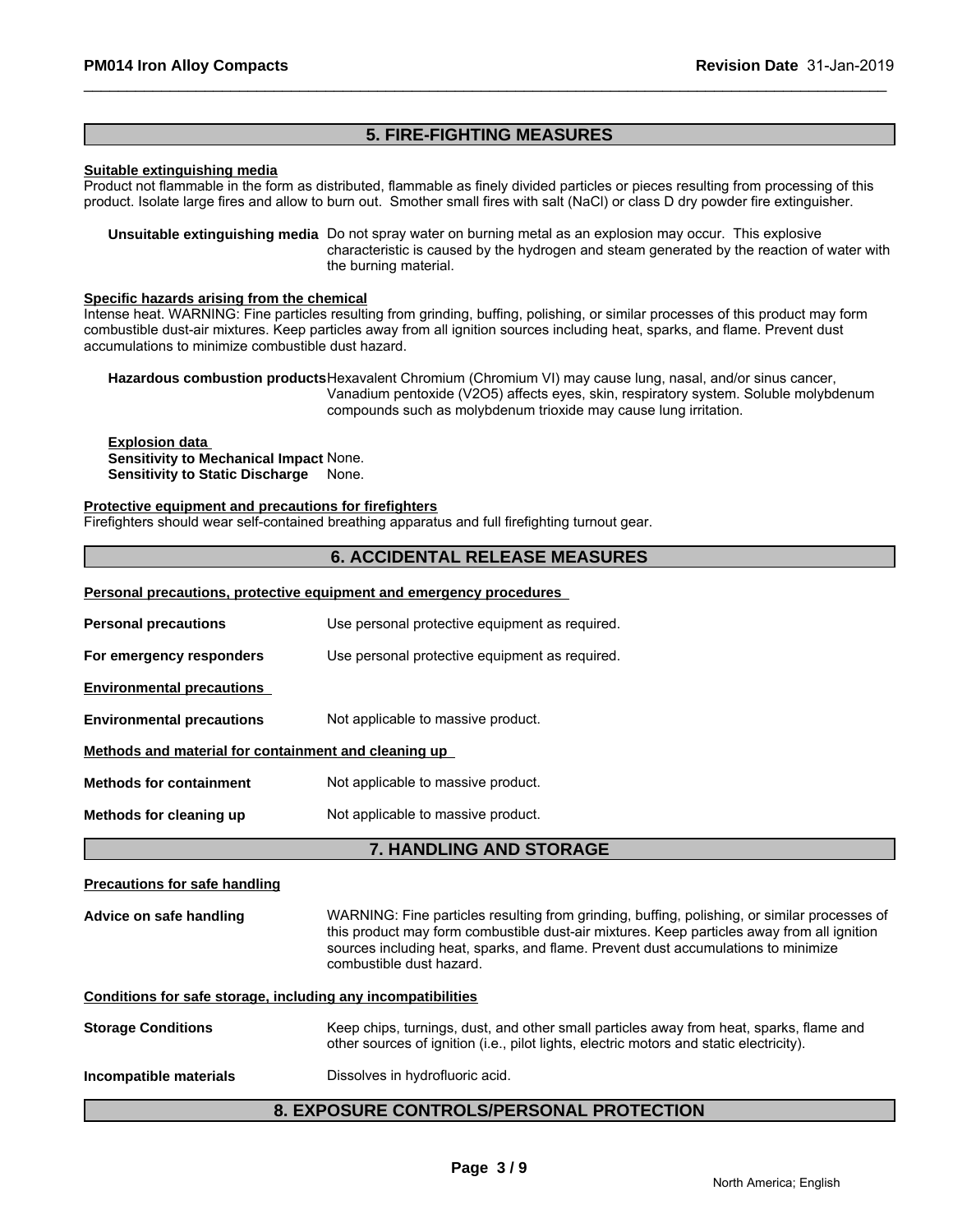## 5. FIRE-FIGHTING MEASURES

**Suitable extinguishing media**

Product not flammable in the form as distributed, flammable as finely divided particles or pieces resulting from processing of this product. Isolate large fires and allow to burn out. Smother small fires with salt (NaCl) or class D dry powder fire extinguisher.

**Unsuitable extinguishing media** Do not spray water on burning metal as an explosion may occur. This explosive characteristic is caused by the hydrogen and steam generated by the reaction of water with the burning material.

**Specific hazards arising from the chemical**

Intense heat. WARNING: Fine particles resulting from grinding, buffing, polishing, or similar processes of this product may form combustible dust-air mixtures. Keep particles away from all ignition sources including heat, sparks, and flame. Prevent dust accumulations to minimize combustible dust hazard.

**Hazardous combustion products** Hexavalent Chromium (Chromium VI) may cause lung, nasal, and/or sinus cancer, Vanadium pentoxide ($V_2O_5$) affects eyes, skin, respiratory system. Soluble molybdenum compounds such as molybdenum trioxide may cause lung irritation.

**Explosion data**

**Sensitivity to Mechanical Impact** None.
**Sensitivity to Static Discharge** None.

**Protective equipment and precautions for firefighters**

Firefighters should wear self-contained breathing apparatus and full firefighting turnout gear.

## 6. ACCIDENTAL RELEASE MEASURES

**Personal precautions, protective equipment and emergency procedures**

**Personal precautions** Use personal protective equipment as required.

**For emergency responders** Use personal protective equipment as required.

**Environmental precautions**

**Environmental precautions** Not applicable to massive product.

**Methods and material for containment and cleaning up**

**Methods for containment** Not applicable to massive product.

**Methods for cleaning up** Not applicable to massive product.

## 7. HANDLING AND STORAGE

**Precautions for safe handling**

**Advice on safe handling** WARNING: Fine particles resulting from grinding, buffing, polishing, or similar processes of this product may form combustible dust-air mixtures. Keep particles away from all ignition sources including heat, sparks, and flame. Prevent dust accumulations to minimize combustible dust hazard.

**Conditions for safe storage, including any incompatibilities**

**Storage Conditions** Keep chips, turnings, dust, and other small particles away from heat, sparks, flame and other sources of ignition (i.e., pilot lights, electric motors and static electricity).

**Incompatible materials** Dissolves in hydrofluoric acid.

## 8. EXPOSURE CONTROLS/PERSONAL PROTECTION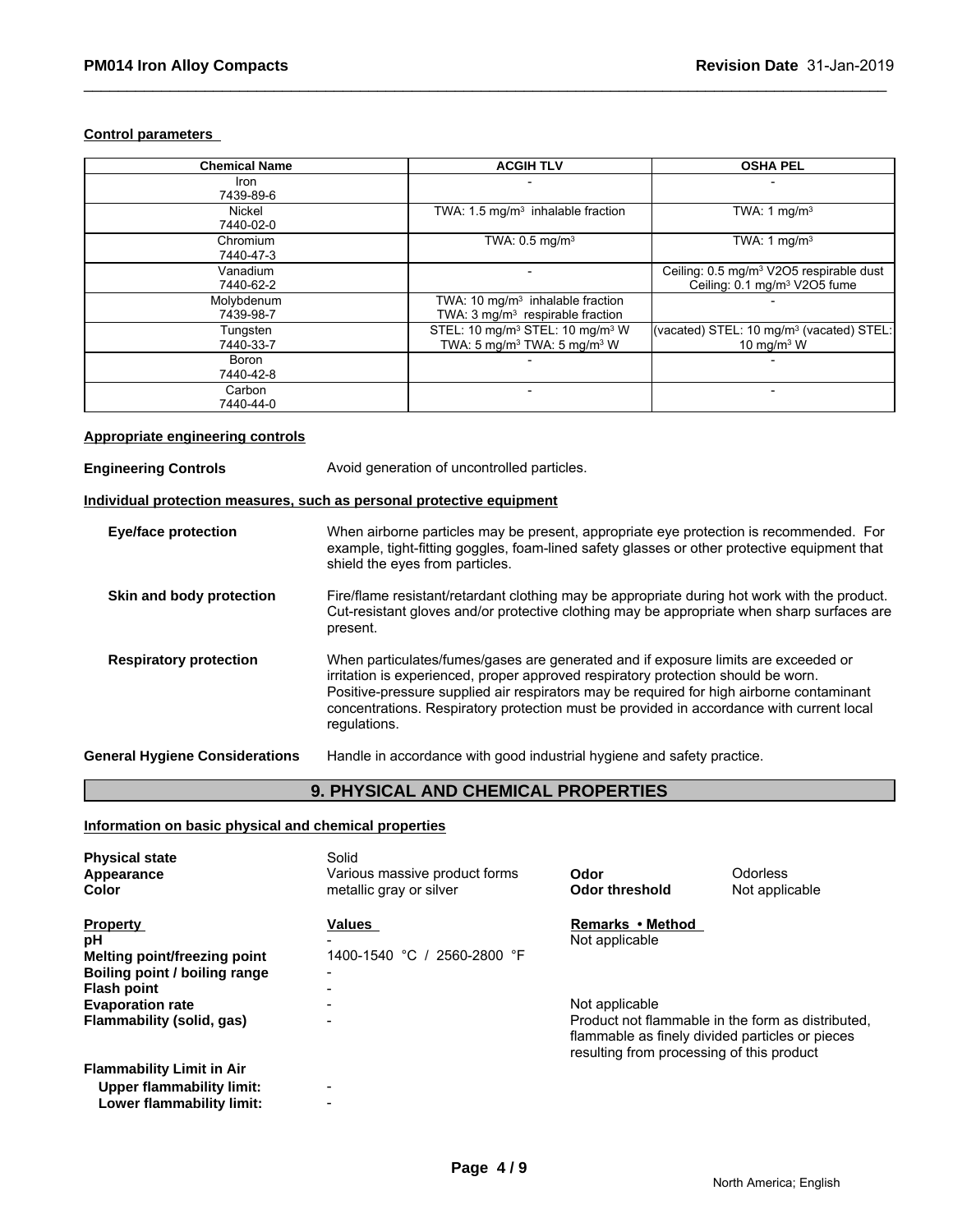**Control parameters**

| Chemical Name | ACGIH TLV | OSHA PEL |
|---|---|---|
| Iron<br>7439-89-6 | - | - |
| Nickel<br>7440-02-0 | TWA: 1.5 mg/m³ inhalable fraction | TWA: 1 mg/m³ |
| Chromium<br>7440-47-3 | TWA: 0.5 mg/m³ | TWA: 1 mg/m³ |
| Vanadium<br>7440-62-2 | - | Ceiling: 0.5 mg/m³ V2O5 respirable dust<br>Ceiling: 0.1 mg/m³ V2O5 fume |
| Molybdenum<br>7439-98-7 | TWA: 10 mg/m³ inhalable fraction<br>TWA: 3 mg/m³ respirable fraction | - |
| Tungsten<br>7440-33-7 | STEL: 10 mg/m³ STEL: 10 mg/m³ W<br>TWA: 5 mg/m³ TWA: 5 mg/m³ W | (vacated) STEL: 10 mg/m³ (vacated) STEL: 10 mg/m³ W |
| Boron<br>7440-42-8 | - | - |
| Carbon<br>7440-44-0 | - | - |

**Appropriate engineering controls**

**Engineering Controls** Avoid generation of uncontrolled particles.

**Individual protection measures, such as personal protective equipment**

**Eye/face protection** When airborne particles may be present, appropriate eye protection is recommended. For example, tight-fitting goggles, foam-lined safety glasses or other protective equipment that shield the eyes from particles.

**Skin and body protection** Fire/flame resistant/retardant clothing may be appropriate during hot work with the product. Cut-resistant gloves and/or protective clothing may be appropriate when sharp surfaces are present.

**Respiratory protection** When particulates/fumes/gases are generated and if exposure limits are exceeded or irritation is experienced, proper approved respiratory protection should be worn. Positive-pressure supplied air respirators may be required for high airborne contaminant concentrations. Respiratory protection must be provided in accordance with current local regulations.

**General Hygiene Considerations** Handle in accordance with good industrial hygiene and safety practice.

## 9. PHYSICAL AND CHEMICAL PROPERTIES

**Information on basic physical and chemical properties**

**Physical state** Solid
**Appearance** Various massive product forms
**Color** metallic gray or silver
**Odor** Odorless
**Odor threshold** Not applicable

| Property | Values | Remarks • Method |
|---|---|---|
| **pH** | - | Not applicable |
| **Melting point/freezing point** | 1400-1540 °C / 2560-2800 °F | |
| **Boiling point / boiling range** | - | |
| **Flash point** | - | |
| **Evaporation rate** | - | Not applicable |
| **Flammability (solid, gas)** | - | Product not flammable in the form as distributed, flammable as finely divided particles or pieces resulting from processing of this product |
| **Flammability Limit in Air** | | |
| **Upper flammability limit:** | - | |
| **Lower flammability limit:** | - | |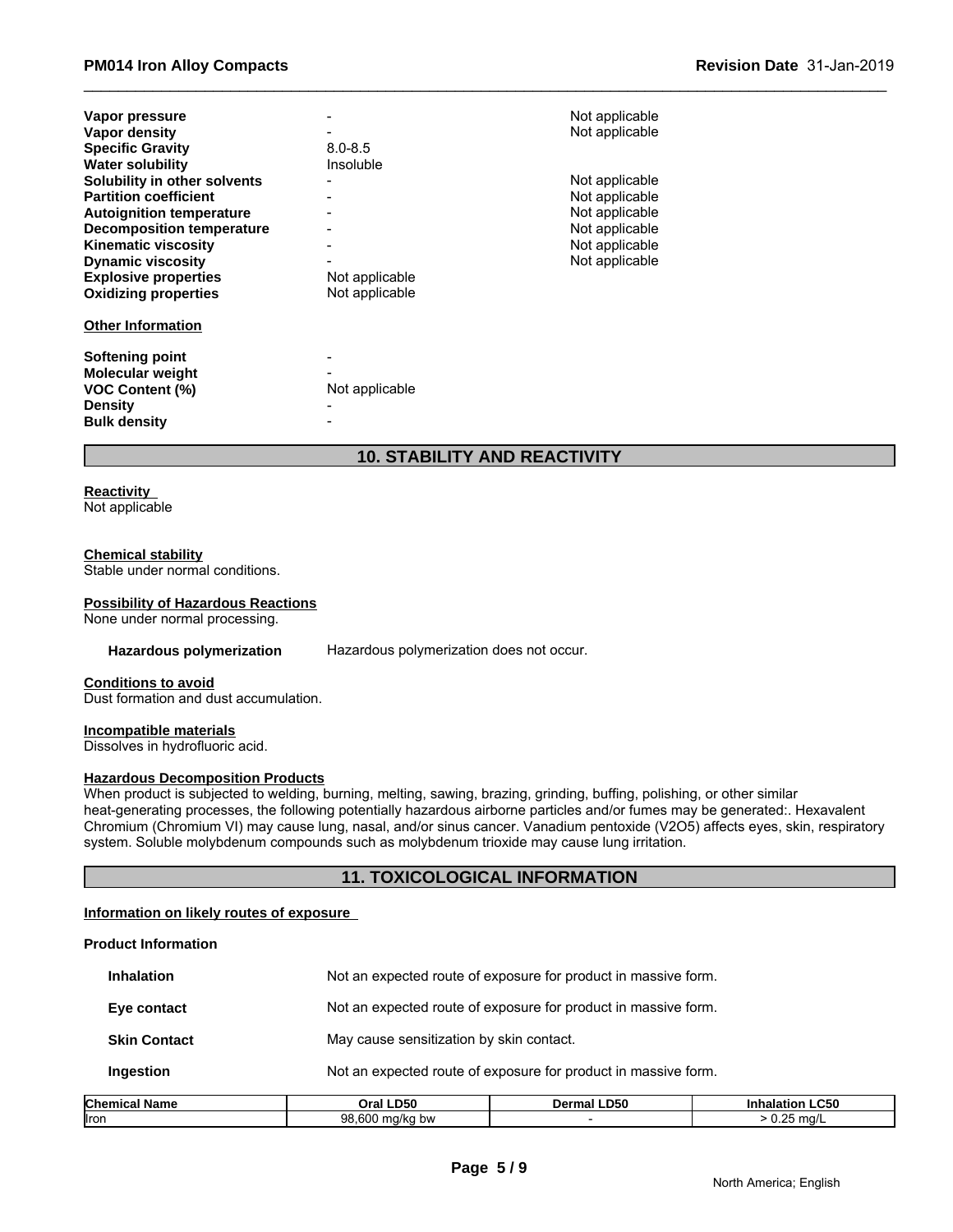| | | |
|---|---|---|
| **Vapor pressure** | - | Not applicable |
| **Vapor density** | - | Not applicable |
| **Specific Gravity** | 8.0-8.5 | |
| **Water solubility** | Insoluble | |
| **Solubility in other solvents** | - | Not applicable |
| **Partition coefficient** | - | Not applicable |
| **Autoignition temperature** | - | Not applicable |
| **Decomposition temperature** | - | Not applicable |
| **Kinematic viscosity** | - | Not applicable |
| **Dynamic viscosity** | - | Not applicable |
| **Explosive properties** | Not applicable | |
| **Oxidizing properties** | Not applicable | |

**Other Information**

| | |
|---|---|
| **Softening point** | - |
| **Molecular weight** | - |
| **VOC Content (%)** | Not applicable |
| **Density** | - |
| **Bulk density** | - |

## 10. STABILITY AND REACTIVITY

**Reactivity**
Not applicable

**Chemical stability**
Stable under normal conditions.

**Possibility of Hazardous Reactions**
None under normal processing.

**Hazardous polymerization** Hazardous polymerization does not occur.

**Conditions to avoid**
Dust formation and dust accumulation.

**Incompatible materials**
Dissolves in hydrofluoric acid.

**Hazardous Decomposition Products**
When product is subjected to welding, burning, melting, sawing, brazing, grinding, buffing, polishing, or other similar heat-generating processes, the following potentially hazardous airborne particles and/or fumes may be generated:. Hexavalent Chromium (Chromium VI) may cause lung, nasal, and/or sinus cancer. Vanadium pentoxide ($V_2O_5$) affects eyes, skin, respiratory system. Soluble molybdenum compounds such as molybdenum trioxide may cause lung irritation.

## 11. TOXICOLOGICAL INFORMATION

**Information on likely routes of exposure**

**Product Information**

**Inhalation** Not an expected route of exposure for product in massive form.

**Eye contact** Not an expected route of exposure for product in massive form.

**Skin Contact** May cause sensitization by skin contact.

**Ingestion** Not an expected route of exposure for product in massive form.

| Chemical Name | Oral LD50 | Dermal LD50 | Inhalation LC50 |
|---|---|---|---|
| Iron | 98,600 mg/kg bw | - | > 0.25 mg/L |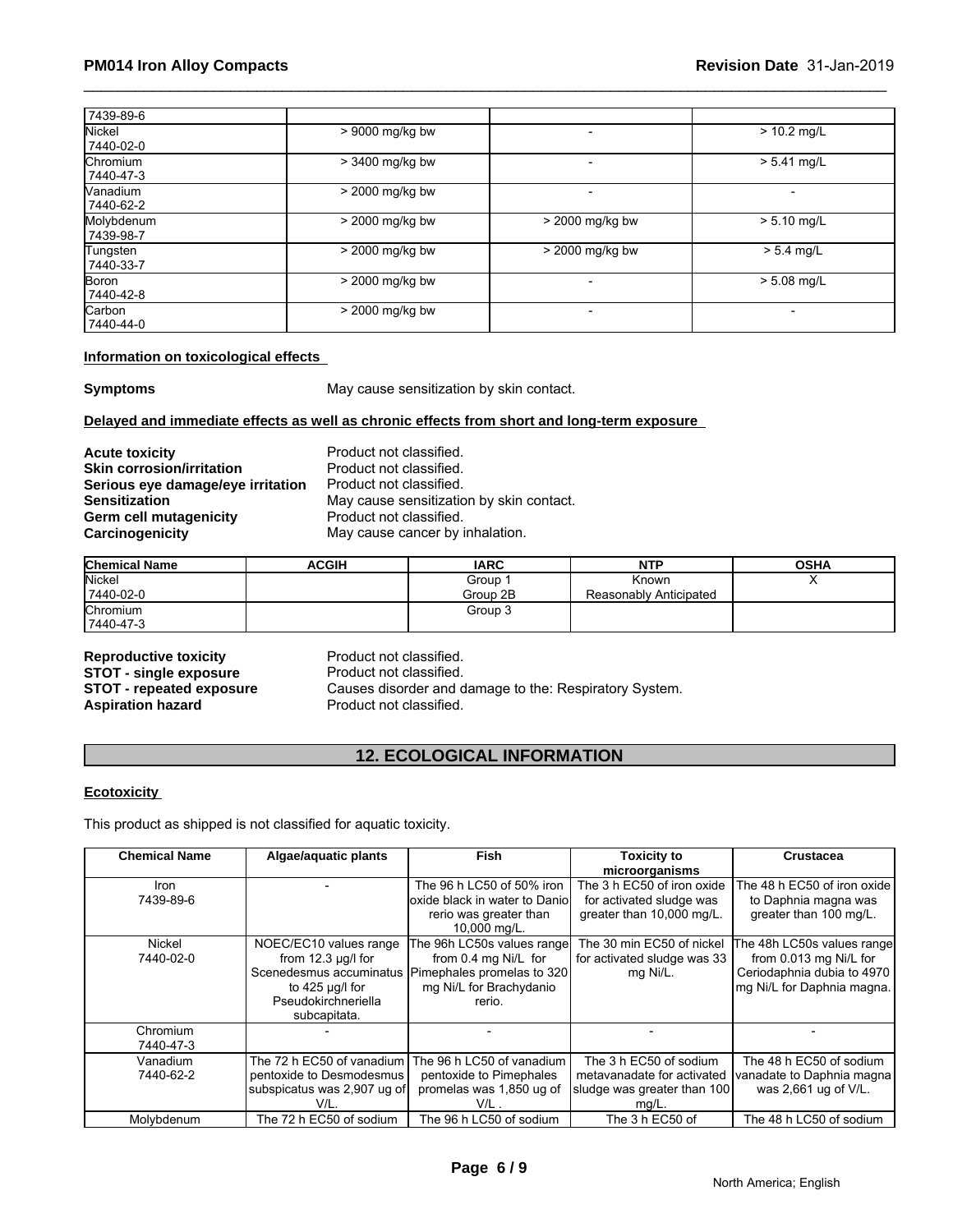| | | | |
|---|---|---|---|
| 7439-89-6 | | | |
| Nickel 7440-02-0 | > 9000 mg/kg bw | - | > 10.2 mg/L |
| Chromium 7440-47-3 | > 3400 mg/kg bw | - | > 5.41 mg/L |
| Vanadium 7440-62-2 | > 2000 mg/kg bw | - | - |
| Molybdenum 7439-98-7 | > 2000 mg/kg bw | > 2000 mg/kg bw | > 5.10 mg/L |
| Tungsten 7440-33-7 | > 2000 mg/kg bw | > 2000 mg/kg bw | > 5.4 mg/L |
| Boron 7440-42-8 | > 2000 mg/kg bw | - | > 5.08 mg/L |
| Carbon 7440-44-0 | > 2000 mg/kg bw | - | - |

**Information on toxicological effects**

**Symptoms** May cause sensitization by skin contact.

**Delayed and immediate effects as well as chronic effects from short and long-term exposure**

**Acute toxicity** Product not classified.
**Skin corrosion/irritation** Product not classified.
**Serious eye damage/eye irritation** Product not classified.
**Sensitization** May cause sensitization by skin contact.
**Germ cell mutagenicity** Product not classified.
**Carcinogenicity** May cause cancer by inhalation.

| Chemical Name | ACGIH | IARC | NTP | OSHA |
|---|---|---|---|---|
| Nickel 7440-02-0 | | Group 1 Group 2B | Known Reasonably Anticipated | X |
| Chromium 7440-47-3 | | Group 3 | | |

**Reproductive toxicity** Product not classified.
**STOT - single exposure** Product not classified.
**STOT - repeated exposure** Causes disorder and damage to the: Respiratory System.
**Aspiration hazard** Product not classified.

## 12. ECOLOGICAL INFORMATION

**Ecotoxicity**

This product as shipped is not classified for aquatic toxicity.

| Chemical Name | Algae/aquatic plants | Fish | Toxicity to microorganisms | Crustacea |
|---|---|---|---|---|
| Iron 7439-89-6 | - | The 96 h LC50 of 50% iron oxide black in water to Danio rerio was greater than 10,000 mg/L. | The 3 h EC50 of iron oxide for activated sludge was greater than 10,000 mg/L. | The 48 h EC50 of iron oxide to Daphnia magna was greater than 100 mg/L. |
| Nickel 7440-02-0 | NOEC/EC10 values range from 12.3 µg/l for Scenedesmus accuminatus to 425 µg/l for Pseudokirchneriella subcapitata. | The 96h LC50s values range from 0.4 mg Ni/L for Pimephales promelas to 320 mg Ni/L for Brachydanio rerio. | The 30 min EC50 of nickel for activated sludge was 33 mg Ni/L. | The 48h LC50s values range from 0.013 mg Ni/L for Ceriodaphnia dubia to 4970 mg Ni/L for Daphnia magna. |
| Chromium 7440-47-3 | - | - | - | - |
| Vanadium 7440-62-2 | The 72 h EC50 of vanadium pentoxide to Desmodesmus subspicatus was 2,907 ug of V/L. | The 96 h LC50 of vanadium pentoxide to Pimephales promelas was 1,850 ug of V/L . | The 3 h EC50 of sodium metavanadate for activated sludge was greater than 100 mg/L. | The 48 h EC50 of sodium vanadate to Daphnia magna was 2,661 ug of V/L. |
| Molybdenum | The 72 h EC50 of sodium | The 96 h LC50 of sodium | The 3 h EC50 of | The 48 h LC50 of sodium |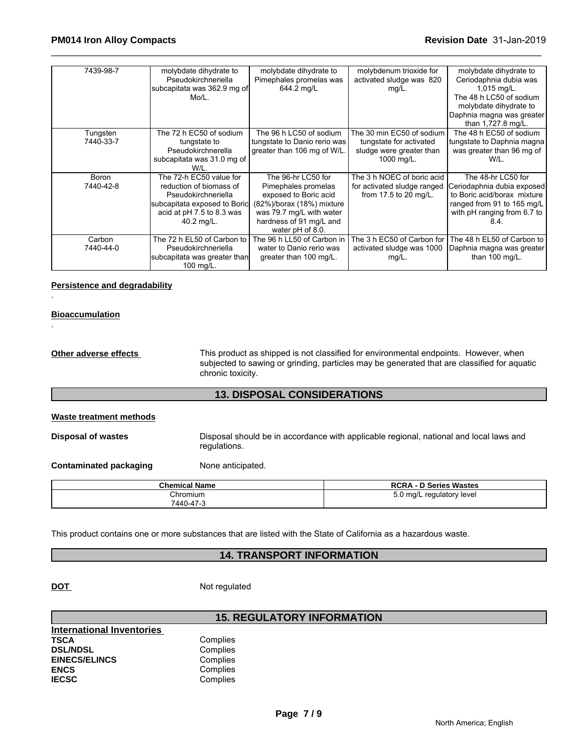| | | | | |
|---|---|---|---|---|
| 7439-98-7 | molybdate dihydrate to Pseudokirchneriella subcapitata was 362.9 mg of Mo/L. | molybdate dihydrate to Pimephales promelas was 644.2 mg/L | molybdenum trioxide for activated sludge was 820 mg/L. | molybdate dihydrate to Ceriodaphnia dubia was 1,015 mg/L. The 48 h LC50 of sodium molybdate dihydrate to Daphnia magna was greater than 1,727.8 mg/L. |
| Tungsten 7440-33-7 | The 72 h EC50 of sodium tungstate to Pseudokirchnerella subcapitata was 31.0 mg of W/L. | The 96 h LC50 of sodium tungstate to Danio rerio was greater than 106 mg of W/L. | The 30 min EC50 of sodium tungstate for activated sludge were greater than 1000 mg/L. | The 48 h EC50 of sodium tungstate to Daphnia magna was greater than 96 mg of W/L. |
| Boron 7440-42-8 | The 72-h EC50 value for reduction of biomass of Pseudokirchneriella subcapitata exposed to Boric acid at pH 7.5 to 8.3 was 40.2 mg/L. | The 96-hr LC50 for Pimephales promelas exposed to Boric acid (82%)/borax (18%) mixture was 79.7 mg/L with water hardness of 91 mg/L and water pH of 8.0. | The 3 h NOEC of boric acid for activated sludge ranged from 17.5 to 20 mg/L. | The 48-hr LC50 for Ceriodaphnia dubia exposed to Boric acid/borax mixture ranged from 91 to 165 mg/L with pH ranging from 6.7 to 8.4. |
| Carbon 7440-44-0 | The 72 h EL50 of Carbon to Pseudokirchneriella subcapitata was greater than 100 mg/L. | The 96 h LL50 of Carbon in water to Danio rerio was greater than 100 mg/L. | The 3 h EC50 of Carbon for activated sludge was 1000 mg/L. | The 48 h EL50 of Carbon to Daphnia magna was greater than 100 mg/L. |

**Persistence and degradability**

.

**Bioaccumulation**

.

**Other adverse effects** This product as shipped is not classified for environmental endpoints. However, when subjected to sawing or grinding, particles may be generated that are classified for aquatic chronic toxicity.

## 13. DISPOSAL CONSIDERATIONS

**Waste treatment methods**

**Disposal of wastes** Disposal should be in accordance with applicable regional, national and local laws and regulations.

**Contaminated packaging** None anticipated.

| Chemical Name | RCRA - D Series Wastes |
|---|---|
| Chromium 7440-47-3 | 5.0 mg/L regulatory level |

This product contains one or more substances that are listed with the State of California as a hazardous waste.

## 14. TRANSPORT INFORMATION

**DOT** Not regulated

## 15. REGULATORY INFORMATION

**International Inventories**

| | |
|---|---|
| **TSCA** | Complies |
| **DSL/NDSL** | Complies |
| **EINECS/ELINCS** | Complies |
| **ENCS** | Complies |
| **IECSC** | Complies |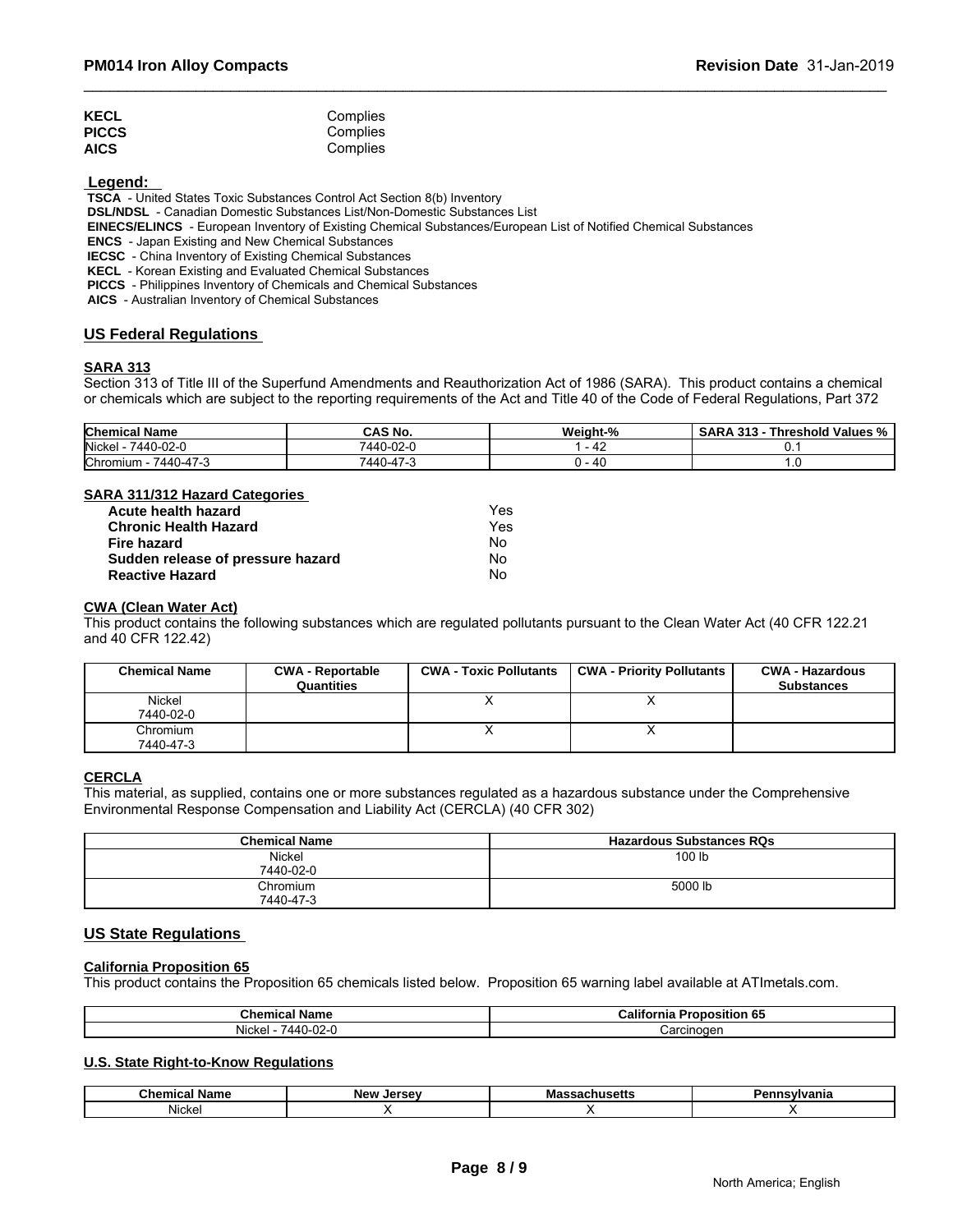| | |
|---|---|
| **KECL** | Complies |
| **PICCS** | Complies |
| **AICS** | Complies |

**Legend:**

**TSCA** - United States Toxic Substances Control Act Section 8(b) Inventory
**DSL/NDSL** - Canadian Domestic Substances List/Non-Domestic Substances List
**EINECS/ELINCS** - European Inventory of Existing Chemical Substances/European List of Notified Chemical Substances
**ENCS** - Japan Existing and New Chemical Substances
**IECSC** - China Inventory of Existing Chemical Substances
**KECL** - Korean Existing and Evaluated Chemical Substances
**PICCS** - Philippines Inventory of Chemicals and Chemical Substances
**AICS** - Australian Inventory of Chemical Substances

## US Federal Regulations

### SARA 313

Section 313 of Title III of the Superfund Amendments and Reauthorization Act of 1986 (SARA). This product contains a chemical or chemicals which are subject to the reporting requirements of the Act and Title 40 of the Code of Federal Regulations, Part 372

| Chemical Name | CAS No. | Weight-% | SARA 313 - Threshold Values % |
|---|---|---|---|
| Nickel - 7440-02-0 | 7440-02-0 | 1 - 42 | 0.1 |
| Chromium - 7440-47-3 | 7440-47-3 | 0 - 40 | 1.0 |

### SARA 311/312 Hazard Categories

| | |
|---|---|
| **Acute health hazard** | Yes |
| **Chronic Health Hazard** | Yes |
| **Fire hazard** | No |
| **Sudden release of pressure hazard** | No |
| **Reactive Hazard** | No |

### CWA (Clean Water Act)

This product contains the following substances which are regulated pollutants pursuant to the Clean Water Act (40 CFR 122.21 and 40 CFR 122.42)

| Chemical Name | CWA - Reportable Quantities | CWA - Toxic Pollutants | CWA - Priority Pollutants | CWA - Hazardous Substances |
|---|---|---|---|---|
| Nickel 7440-02-0 | | X | X | |
| Chromium 7440-47-3 | | X | X | |

### CERCLA

This material, as supplied, contains one or more substances regulated as a hazardous substance under the Comprehensive Environmental Response Compensation and Liability Act (CERCLA) (40 CFR 302)

| Chemical Name | Hazardous Substances RQs |
|---|---|
| Nickel 7440-02-0 | 100 lb |
| Chromium 7440-47-3 | 5000 lb |

## US State Regulations

### California Proposition 65

This product contains the Proposition 65 chemicals listed below. Proposition 65 warning label available at ATImetals.com.

| Chemical Name | California Proposition 65 |
|---|---|
| Nickel - 7440-02-0 | Carcinogen |

### U.S. State Right-to-Know Regulations

| Chemical Name | New Jersey | Massachusetts | Pennsylvania |
|---|---|---|---|
| Nickel | X | X | X |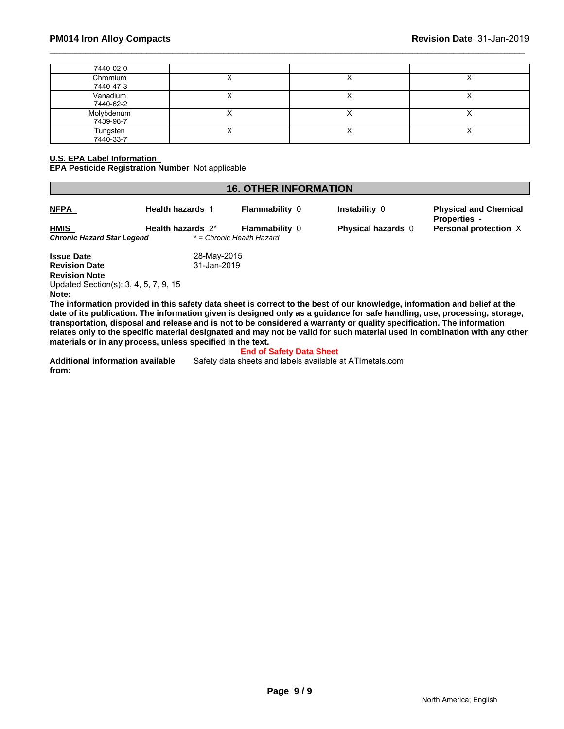| | | | |
|---|---|---|---|
| 7440-02-0 | | | |
| Chromium 7440-47-3 | X | X | X |
| Vanadium 7440-62-2 | X | X | X |
| Molybdenum 7439-98-7 | X | X | X |
| Tungsten 7440-33-7 | X | X | X |

**U.S. EPA Label Information**

**EPA Pesticide Registration Number** Not applicable

## 16. OTHER INFORMATION

| | | | | |
|---|---|---|---|---|
| **NFPA** | **Health hazards** 1 | **Flammability** 0 | **Instability** 0 | **Physical and Chemical Properties** - |
| **HMIS** | **Health hazards** 2* | **Flammability** 0 | **Physical hazards** 0 | **Personal protection** X |

***Chronic Hazard Star Legend*** *\* = Chronic Health Hazard*

**Issue Date** 28-May-2015

**Revision Date** 31-Jan-2019

**Revision Note**

Updated Section(s): 3, 4, 5, 7, 9, 15

**Note:**

**The information provided in this safety data sheet is correct to the best of our knowledge, information and belief at the date of its publication. The information given is designed only as a guidance for safe handling, use, processing, storage, transportation, disposal and release and is not to be considered a warranty or quality specification. The information relates only to the specific material designated and may not be valid for such material used in combination with any other materials or in any process, unless specified in the text.**

**End of Safety Data Sheet**

**Additional information available from:** Safety data sheets and labels available at ATImetals.com